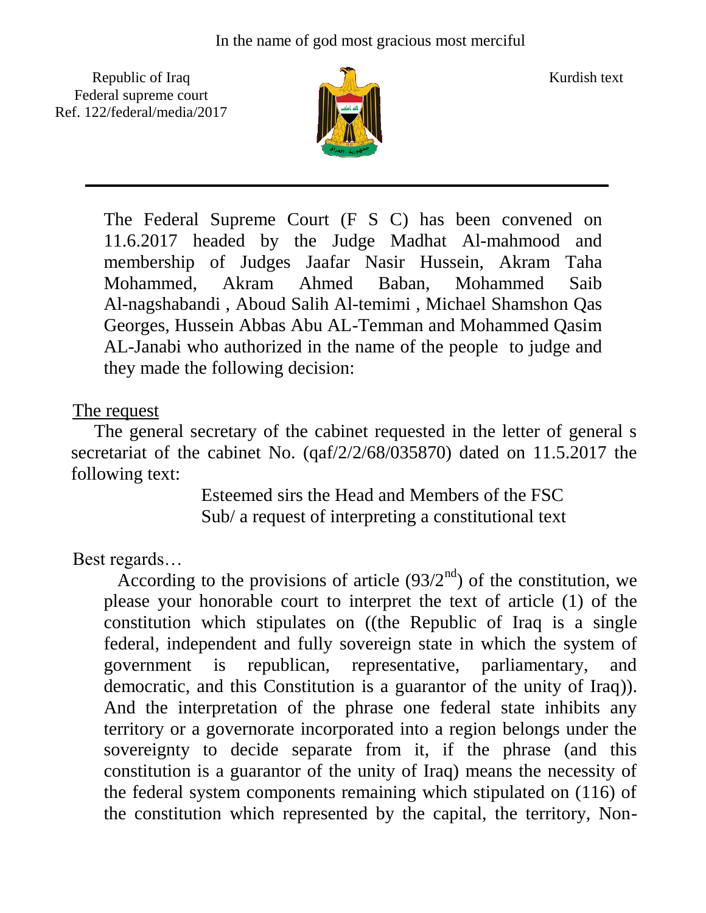In the name of god most gracious most merciful

Republic of Iraq
Federal supreme court
Ref. 122/federal/media/2017

Kurdish text

The Federal Supreme Court (F S C) has been convened on 11.6.2017 headed by the Judge Madhat Al-mahmood and membership of Judges Jaafar Nasir Hussein, Akram Taha Mohammed, Akram Ahmed Baban, Mohammed Saib Al-nagshabandi , Aboud Salih Al-temimi , Michael Shamshon Qas Georges, Hussein Abbas Abu AL-Temman and Mohammed Qasim AL-Janabi who authorized in the name of the people to judge and they made the following decision:

The request

The general secretary of the cabinet requested in the letter of general s secretariat of the cabinet No. (qaf/2/2/68/035870) dated on 11.5.2017 the following text:

Esteemed sirs the Head and Members of the FSC
Sub/ a request of interpreting a constitutional text

Best regards…

According to the provisions of article (93/2nd) of the constitution, we please your honorable court to interpret the text of article (1) of the constitution which stipulates on ((the Republic of Iraq is a single federal, independent and fully sovereign state in which the system of government is republican, representative, parliamentary, and democratic, and this Constitution is a guarantor of the unity of Iraq)). And the interpretation of the phrase one federal state inhibits any territory or a governorate incorporated into a region belongs under the sovereignty to decide separate from it, if the phrase (and this constitution is a guarantor of the unity of Iraq) means the necessity of the federal system components remaining which stipulated on (116) of the constitution which represented by the capital, the territory, Non-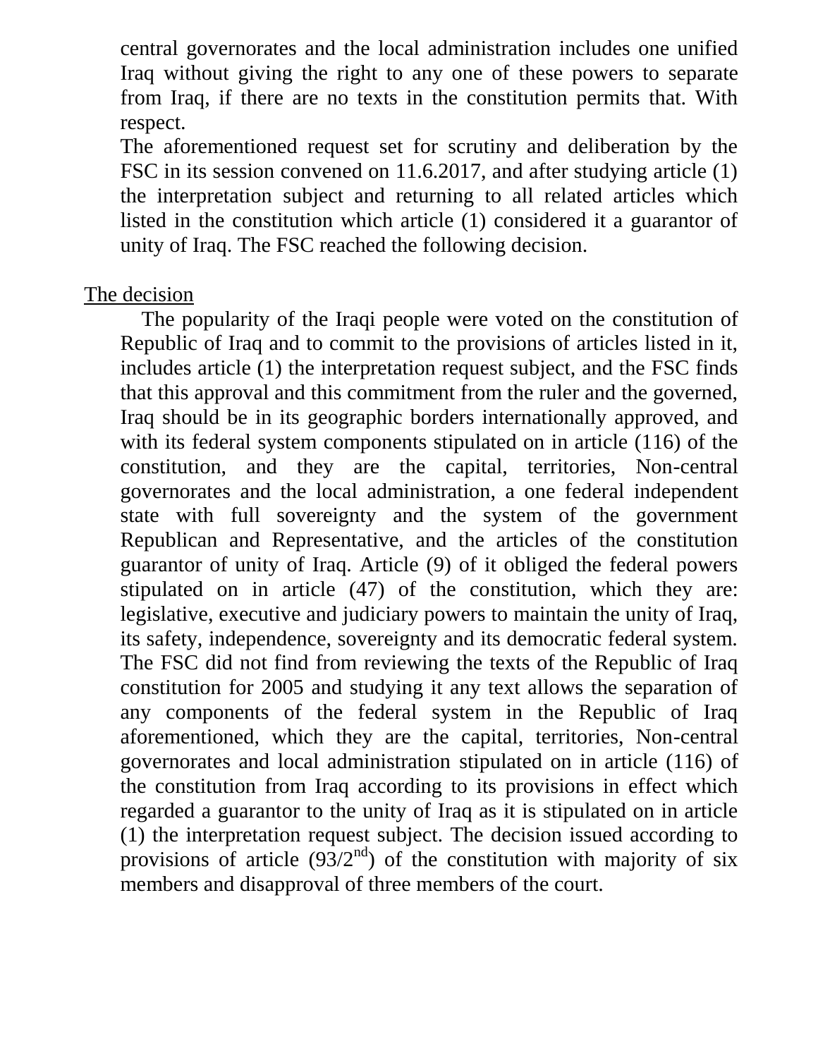central governorates and the local administration includes one unified Iraq without giving the right to any one of these powers to separate from Iraq, if there are no texts in the constitution permits that. With respect.

The aforementioned request set for scrutiny and deliberation by the FSC in its session convened on 11.6.2017, and after studying article (1) the interpretation subject and returning to all related articles which listed in the constitution which article (1) considered it a guarantor of unity of Iraq. The FSC reached the following decision.

## The decision

The popularity of the Iraqi people were voted on the constitution of Republic of Iraq and to commit to the provisions of articles listed in it, includes article (1) the interpretation request subject, and the FSC finds that this approval and this commitment from the ruler and the governed, Iraq should be in its geographic borders internationally approved, and with its federal system components stipulated on in article (116) of the constitution, and they are the capital, territories, Non-central governorates and the local administration, a one federal independent state with full sovereignty and the system of the government Republican and Representative, and the articles of the constitution guarantor of unity of Iraq. Article (9) of it obliged the federal powers stipulated on in article (47) of the constitution, which they are: legislative, executive and judiciary powers to maintain the unity of Iraq, its safety, independence, sovereignty and its democratic federal system. The FSC did not find from reviewing the texts of the Republic of Iraq constitution for 2005 and studying it any text allows the separation of any components of the federal system in the Republic of Iraq aforementioned, which they are the capital, territories, Non-central governorates and local administration stipulated on in article (116) of the constitution from Iraq according to its provisions in effect which regarded a guarantor to the unity of Iraq as it is stipulated on in article (1) the interpretation request subject. The decision issued according to provisions of article ($93/2^{nd}$) of the constitution with majority of six members and disapproval of three members of the court.